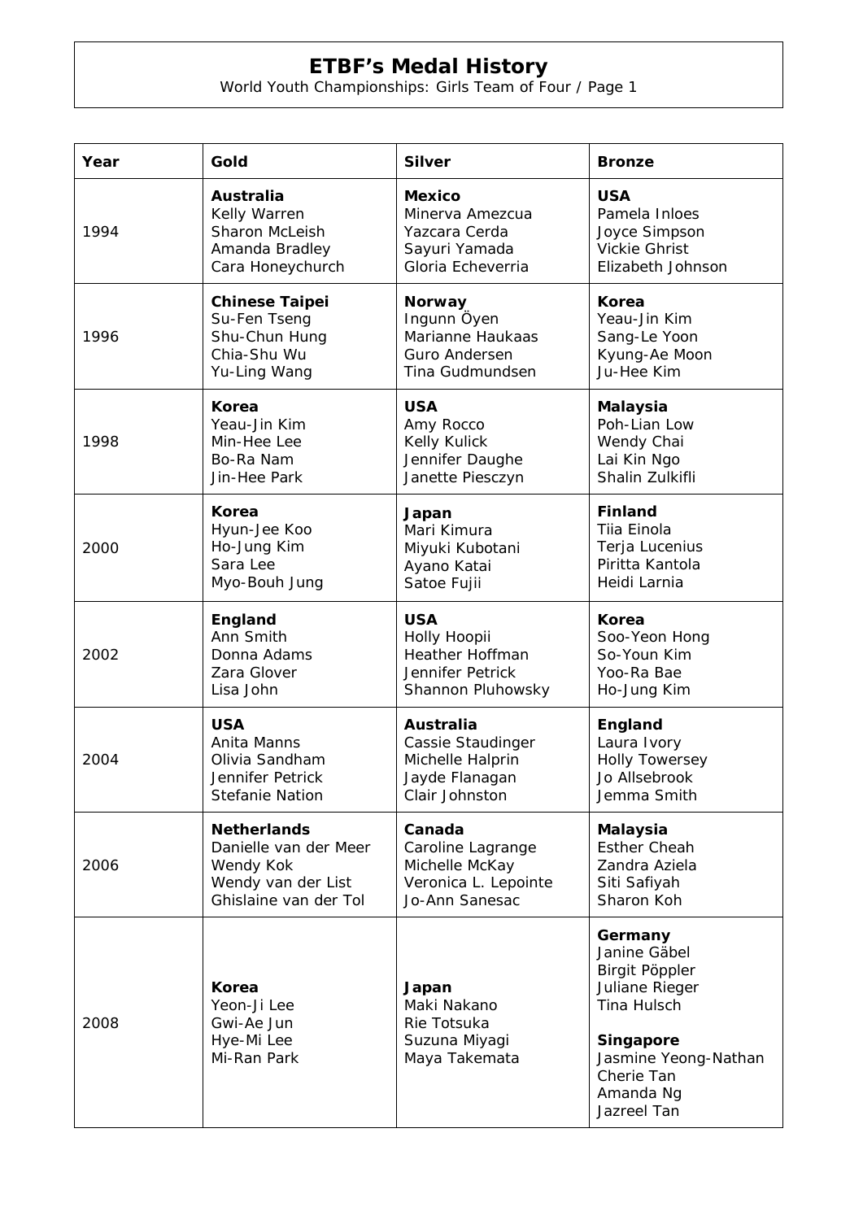# ETBF's Medal History

World Youth Championships: Girls Team of Four / Page 1

| Year | Gold | Silver | Bronze |
|---|---|---|---|
| 1994 | **Australia**<br>Kelly Warren<br>Sharon McLeish<br>Amanda Bradley<br>Cara Honeychurch | **Mexico**<br>Minerva Amezcua<br>Yazcara Cerda<br>Sayuri Yamada<br>Gloria Echeverria | **USA**<br>Pamela Inloes<br>Joyce Simpson<br>Vickie Ghrist<br>Elizabeth Johnson |
| 1996 | **Chinese Taipei**<br>Su-Fen Tseng<br>Shu-Chun Hung<br>Chia-Shu Wu<br>Yu-Ling Wang | **Norway**<br>Ingunn Öyen<br>Marianne Haukaas<br>Guro Andersen<br>Tina Gudmundsen | **Korea**<br>Yeau-Jin Kim<br>Sang-Le Yoon<br>Kyung-Ae Moon<br>Ju-Hee Kim |
| 1998 | **Korea**<br>Yeau-Jin Kim<br>Min-Hee Lee<br>Bo-Ra Nam<br>Jin-Hee Park | **USA**<br>Amy Rocco<br>Kelly Kulick<br>Jennifer Daughe<br>Janette Piesczyn | **Malaysia**<br>Poh-Lian Low<br>Wendy Chai<br>Lai Kin Ngo<br>Shalin Zulkifli |
| 2000 | **Korea**<br>Hyun-Jee Koo<br>Ho-Jung Kim<br>Sara Lee<br>Myo-Bouh Jung | **Japan**<br>Mari Kimura<br>Miyuki Kubotani<br>Ayano Katai<br>Satoe Fujii | **Finland**<br>Tiia Einola<br>Terja Lucenius<br>Piritta Kantola<br>Heidi Larnia |
| 2002 | **England**<br>Ann Smith<br>Donna Adams<br>Zara Glover<br>Lisa John | **USA**<br>Holly Hoopii<br>Heather Hoffman<br>Jennifer Petrick<br>Shannon Pluhowsky | **Korea**<br>Soo-Yeon Hong<br>So-Youn Kim<br>Yoo-Ra Bae<br>Ho-Jung Kim |
| 2004 | **USA**<br>Anita Manns<br>Olivia Sandham<br>Jennifer Petrick<br>Stefanie Nation | **Australia**<br>Cassie Staudinger<br>Michelle Halprin<br>Jayde Flanagan<br>Clair Johnston | **England**<br>Laura Ivory<br>Holly Towersey<br>Jo Allsebrook<br>Jemma Smith |
| 2006 | **Netherlands**<br>Danielle van der Meer<br>Wendy Kok<br>Wendy van der List<br>Ghislaine van der Tol | **Canada**<br>Caroline Lagrange<br>Michelle McKay<br>Veronica L. Lepointe<br>Jo-Ann Sanesac | **Malaysia**<br>Esther Cheah<br>Zandra Aziela<br>Siti Safiyah<br>Sharon Koh |
| 2008 | **Korea**<br>Yeon-Ji Lee<br>Gwi-Ae Jun<br>Hye-Mi Lee<br>Mi-Ran Park | **Japan**<br>Maki Nakano<br>Rie Totsuka<br>Suzuna Miyagi<br>Maya Takemata | **Germany**<br>Janine Gäbel<br>Birgit Pöppler<br>Juliane Rieger<br>Tina Hulsch<br><br>**Singapore**<br>Jasmine Yeong-Nathan<br>Cherie Tan<br>Amanda Ng<br>Jazreel Tan |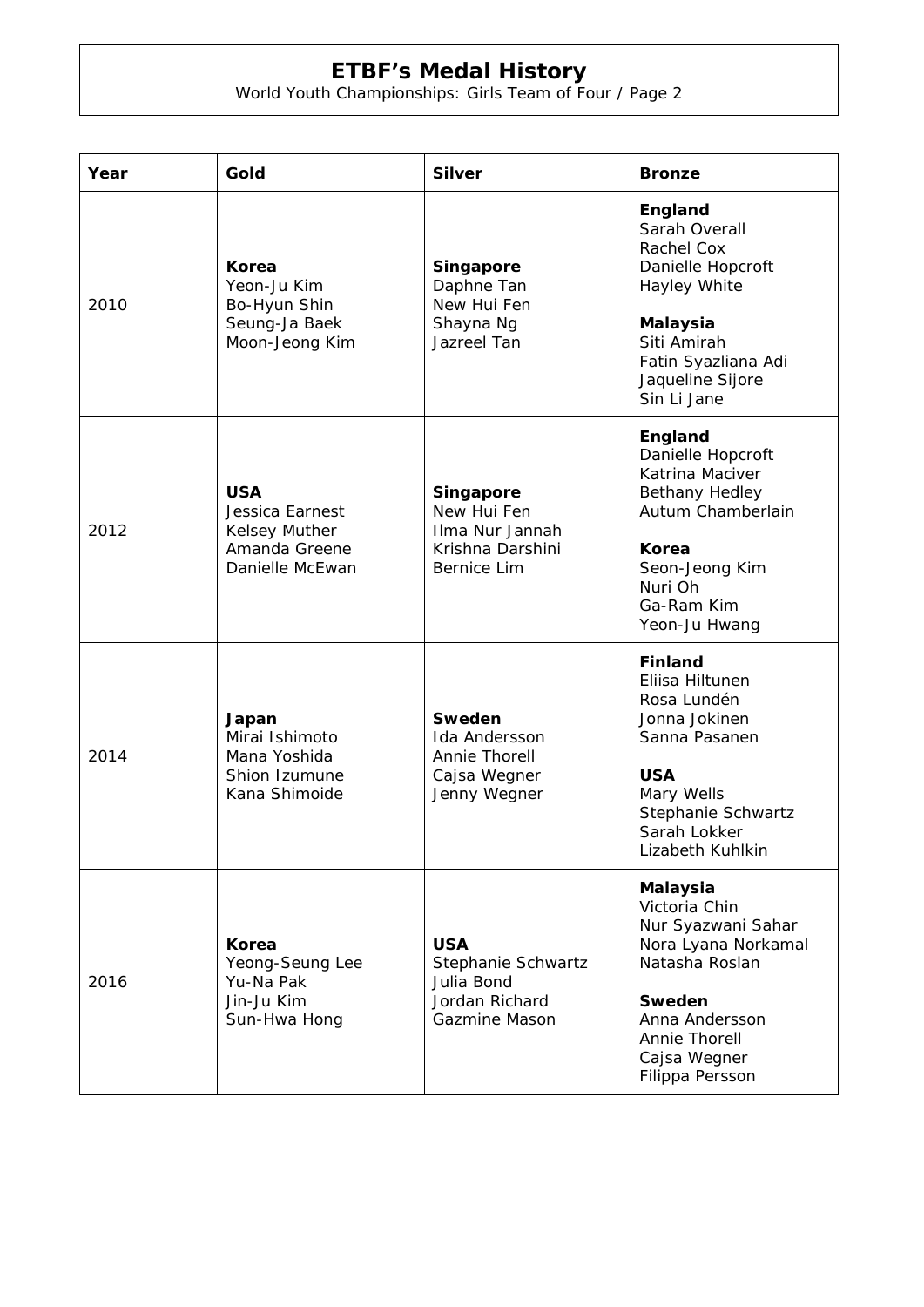# ETBF's Medal History

World Youth Championships: Girls Team of Four / Page 2

| Year | Gold | Silver | Bronze |
|---|---|---|---|
| 2010 | **Korea**<br>Yeon-Ju Kim<br>Bo-Hyun Shin<br>Seung-Ja Baek<br>Moon-Jeong Kim | **Singapore**<br>Daphne Tan<br>New Hui Fen<br>Shayna Ng<br>Jazreel Tan | **England**<br>Sarah Overall<br>Rachel Cox<br>Danielle Hopcroft<br>Hayley White<br><br>**Malaysia**<br>Siti Amirah<br>Fatin Syazliana Adi<br>Jaqueline Sijore<br>Sin Li Jane |
| 2012 | **USA**<br>Jessica Earnest<br>Kelsey Muther<br>Amanda Greene<br>Danielle McEwan | **Singapore**<br>New Hui Fen<br>Ilma Nur Jannah<br>Krishna Darshini<br>Bernice Lim | **England**<br>Danielle Hopcroft<br>Katrina Maciver<br>Bethany Hedley<br>Autum Chamberlain<br><br>**Korea**<br>Seon-Jeong Kim<br>Nuri Oh<br>Ga-Ram Kim<br>Yeon-Ju Hwang |
| 2014 | **Japan**<br>Mirai Ishimoto<br>Mana Yoshida<br>Shion Izumune<br>Kana Shimoide | **Sweden**<br>Ida Andersson<br>Annie Thorell<br>Cajsa Wegner<br>Jenny Wegner | **Finland**<br>Eliisa Hiltunen<br>Rosa Lundén<br>Jonna Jokinen<br>Sanna Pasanen<br><br>**USA**<br>Mary Wells<br>Stephanie Schwartz<br>Sarah Lokker<br>Lizabeth Kuhlkin |
| 2016 | **Korea**<br>Yeong-Seung Lee<br>Yu-Na Pak<br>Jin-Ju Kim<br>Sun-Hwa Hong | **USA**<br>Stephanie Schwartz<br>Julia Bond<br>Jordan Richard<br>Gazmine Mason | **Malaysia**<br>Victoria Chin<br>Nur Syazwani Sahar<br>Nora Lyana Norkamal<br>Natasha Roslan<br><br>**Sweden**<br>Anna Andersson<br>Annie Thorell<br>Cajsa Wegner<br>Filippa Persson |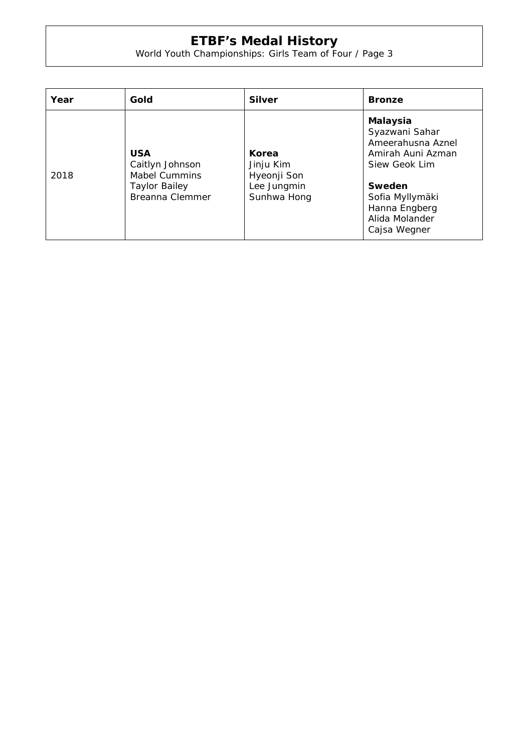# ETBF's Medal History

World Youth Championships: Girls Team of Four / Page 3

| Year | Gold | Silver | Bronze |
|---|---|---|---|
| 2018 | **USA**<br>Caitlyn Johnson<br>Mabel Cummins<br>Taylor Bailey<br>Breanna Clemmer | **Korea**<br>Jinju Kim<br>Hyeonji Son<br>Lee Jungmin<br>Sunhwa Hong | **Malaysia**<br>Syazwani Sahar<br>Ameerahusna Aznel<br>Amirah Auni Azman<br>Siew Geok Lim<br><br>**Sweden**<br>Sofia Myllymäki<br>Hanna Engberg<br>Alida Molander<br>Cajsa Wegner |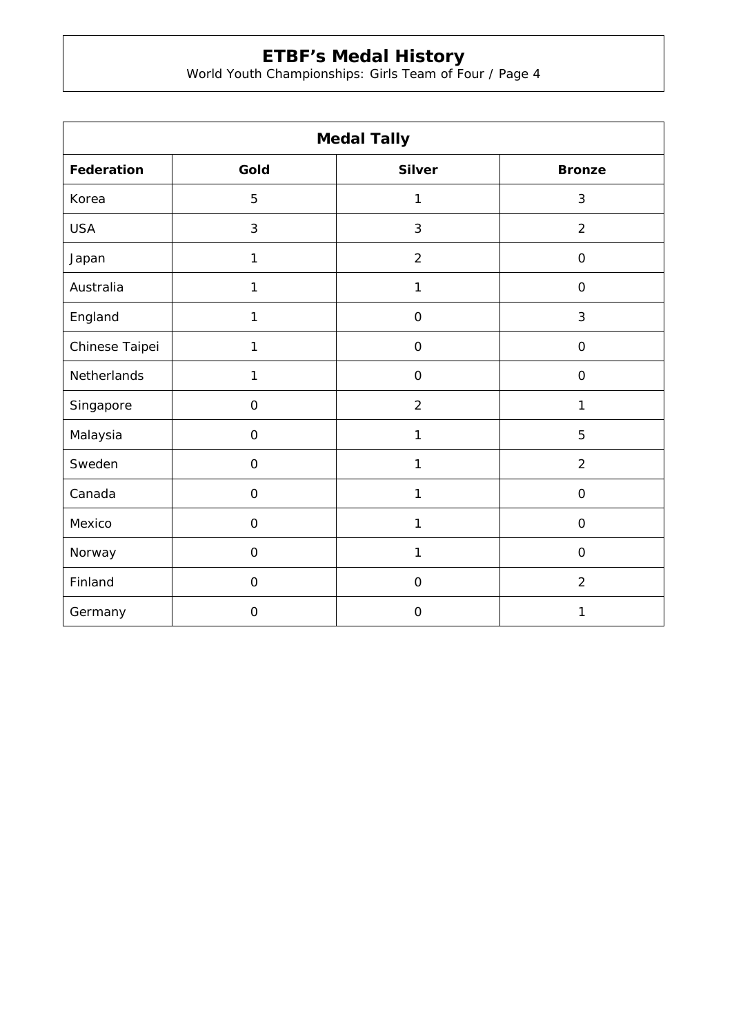# ETBF's Medal History

World Youth Championships: Girls Team of Four / Page 4

| Medal Tally | | | |
|---|---|---|---|
| **Federation** | **Gold** | **Silver** | **Bronze** |
| Korea | 5 | 1 | 3 |
| USA | 3 | 3 | 2 |
| Japan | 1 | 2 | 0 |
| Australia | 1 | 1 | 0 |
| England | 1 | 0 | 3 |
| Chinese Taipei | 1 | 0 | 0 |
| Netherlands | 1 | 0 | 0 |
| Singapore | 0 | 2 | 1 |
| Malaysia | 0 | 1 | 5 |
| Sweden | 0 | 1 | 2 |
| Canada | 0 | 1 | 0 |
| Mexico | 0 | 1 | 0 |
| Norway | 0 | 1 | 0 |
| Finland | 0 | 0 | 2 |
| Germany | 0 | 0 | 1 |